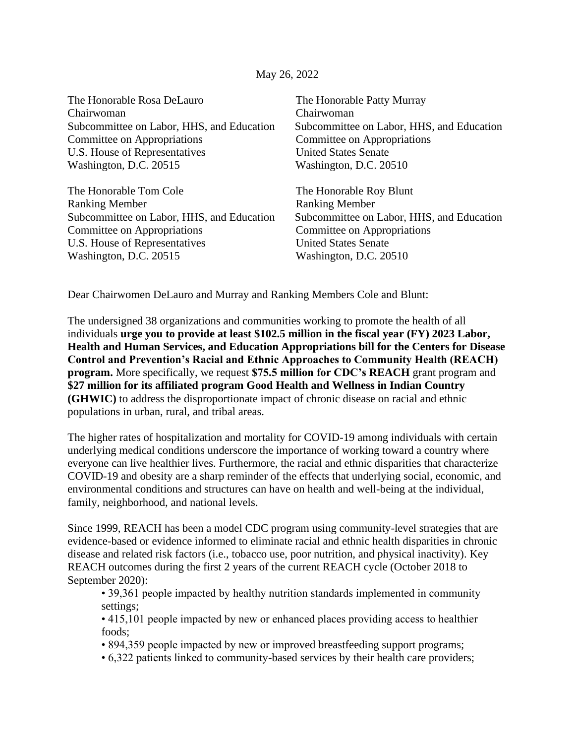May 26, 2022

The Honorable Rosa DeLauro
Chairwoman
Subcommittee on Labor, HHS, and Education
Committee on Appropriations
U.S. House of Representatives
Washington, D.C. 20515

The Honorable Patty Murray
Chairwoman
Subcommittee on Labor, HHS, and Education
Committee on Appropriations
United States Senate
Washington, D.C. 20510

The Honorable Tom Cole
Ranking Member
Subcommittee on Labor, HHS, and Education
Committee on Appropriations
U.S. House of Representatives
Washington, D.C. 20515

The Honorable Roy Blunt
Ranking Member
Subcommittee on Labor, HHS, and Education
Committee on Appropriations
United States Senate
Washington, D.C. 20510

Dear Chairwomen DeLauro and Murray and Ranking Members Cole and Blunt:

The undersigned 38 organizations and communities working to promote the health of all individuals **urge you to provide at least $102.5 million in the fiscal year (FY) 2023 Labor, Health and Human Services, and Education Appropriations bill for the Centers for Disease Control and Prevention's Racial and Ethnic Approaches to Community Health (REACH) program.** More specifically, we request **$75.5 million for CDC's REACH** grant program and **$27 million for its affiliated program Good Health and Wellness in Indian Country (GHWIC)** to address the disproportionate impact of chronic disease on racial and ethnic populations in urban, rural, and tribal areas.

The higher rates of hospitalization and mortality for COVID-19 among individuals with certain underlying medical conditions underscore the importance of working toward a country where everyone can live healthier lives. Furthermore, the racial and ethnic disparities that characterize COVID-19 and obesity are a sharp reminder of the effects that underlying social, economic, and environmental conditions and structures can have on health and well-being at the individual, family, neighborhood, and national levels.

Since 1999, REACH has been a model CDC program using community-level strategies that are evidence-based or evidence informed to eliminate racial and ethnic health disparities in chronic disease and related risk factors (i.e., tobacco use, poor nutrition, and physical inactivity). Key REACH outcomes during the first 2 years of the current REACH cycle (October 2018 to September 2020):

- 39,361 people impacted by healthy nutrition standards implemented in community settings;
- 415,101 people impacted by new or enhanced places providing access to healthier foods;
- 894,359 people impacted by new or improved breastfeeding support programs;
- 6,322 patients linked to community-based services by their health care providers;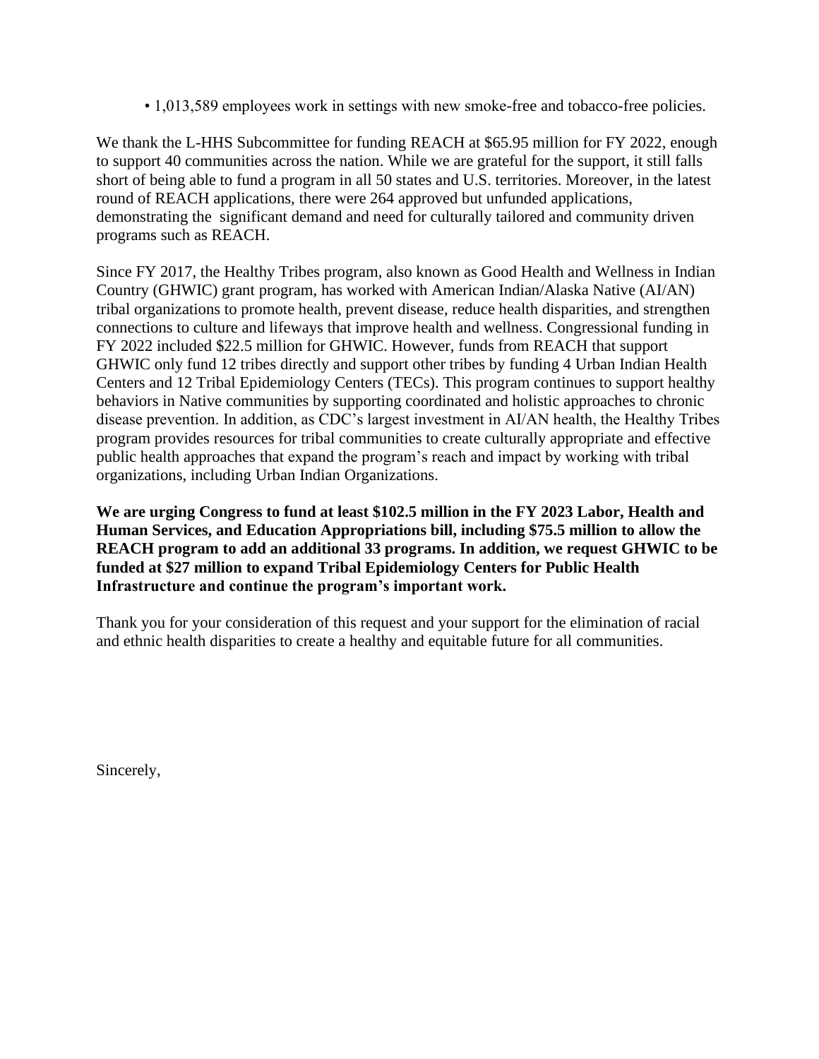- 1,013,589 employees work in settings with new smoke-free and tobacco-free policies.

We thank the L-HHS Subcommittee for funding REACH at $65.95 million for FY 2022, enough to support 40 communities across the nation. While we are grateful for the support, it still falls short of being able to fund a program in all 50 states and U.S. territories. Moreover, in the latest round of REACH applications, there were 264 approved but unfunded applications, demonstrating the significant demand and need for culturally tailored and community driven programs such as REACH.

Since FY 2017, the Healthy Tribes program, also known as Good Health and Wellness in Indian Country (GHWIC) grant program, has worked with American Indian/Alaska Native (AI/AN) tribal organizations to promote health, prevent disease, reduce health disparities, and strengthen connections to culture and lifeways that improve health and wellness. Congressional funding in FY 2022 included $22.5 million for GHWIC. However, funds from REACH that support GHWIC only fund 12 tribes directly and support other tribes by funding 4 Urban Indian Health Centers and 12 Tribal Epidemiology Centers (TECs). This program continues to support healthy behaviors in Native communities by supporting coordinated and holistic approaches to chronic disease prevention. In addition, as CDC's largest investment in AI/AN health, the Healthy Tribes program provides resources for tribal communities to create culturally appropriate and effective public health approaches that expand the program's reach and impact by working with tribal organizations, including Urban Indian Organizations.

**We are urging Congress to fund at least $102.5 million in the FY 2023 Labor, Health and Human Services, and Education Appropriations bill, including $75.5 million to allow the REACH program to add an additional 33 programs. In addition, we request GHWIC to be funded at $27 million to expand Tribal Epidemiology Centers for Public Health Infrastructure and continue the program's important work.**

Thank you for your consideration of this request and your support for the elimination of racial and ethnic health disparities to create a healthy and equitable future for all communities.

Sincerely,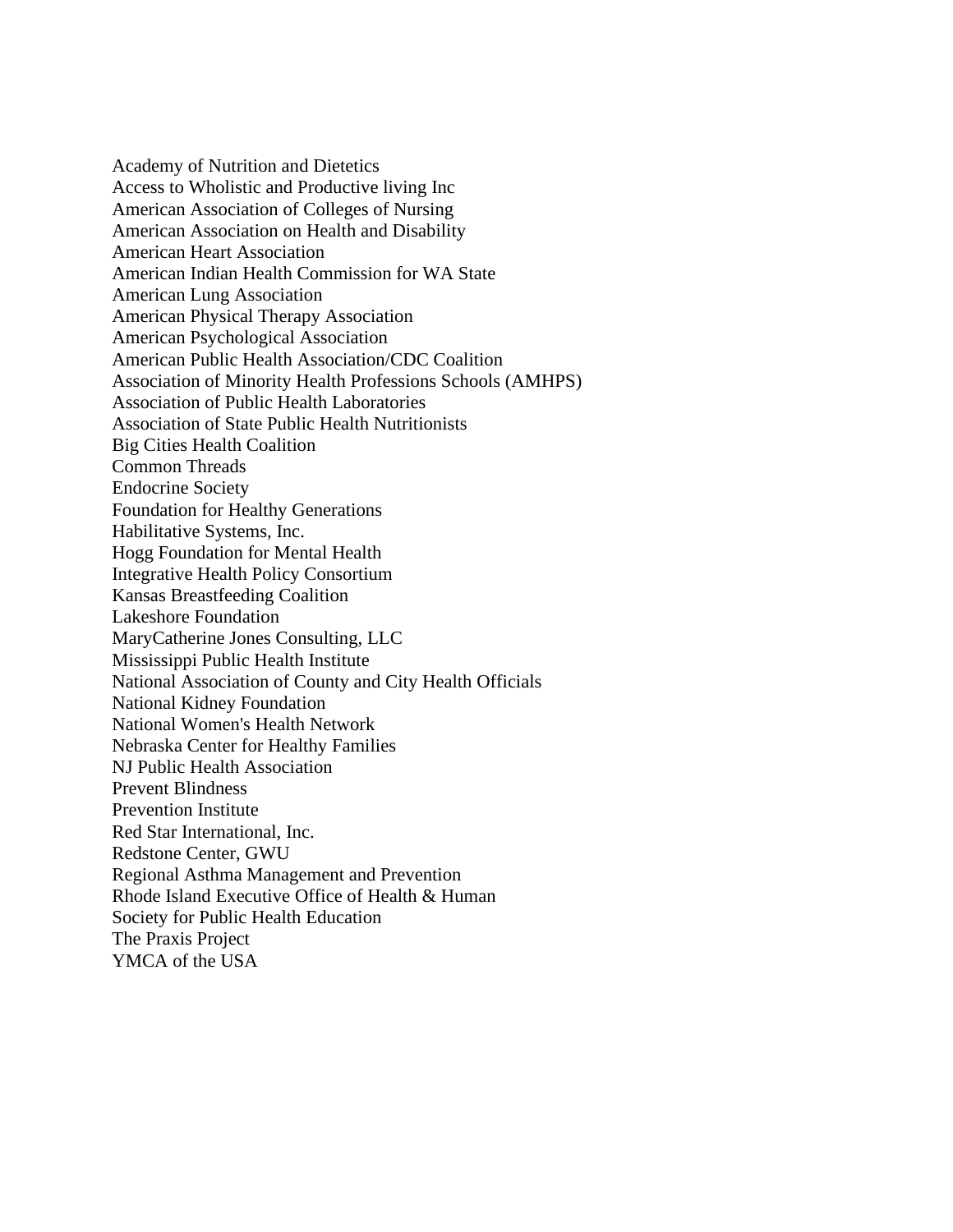Academy of Nutrition and Dietetics
Access to Wholistic and Productive living Inc
American Association of Colleges of Nursing
American Association on Health and Disability
American Heart Association
American Indian Health Commission for WA State
American Lung Association
American Physical Therapy Association
American Psychological Association
American Public Health Association/CDC Coalition
Association of Minority Health Professions Schools (AMHPS)
Association of Public Health Laboratories
Association of State Public Health Nutritionists
Big Cities Health Coalition
Common Threads
Endocrine Society
Foundation for Healthy Generations
Habilitative Systems, Inc.
Hogg Foundation for Mental Health
Integrative Health Policy Consortium
Kansas Breastfeeding Coalition
Lakeshore Foundation
MaryCatherine Jones Consulting, LLC
Mississippi Public Health Institute
National Association of County and City Health Officials
National Kidney Foundation
National Women's Health Network
Nebraska Center for Healthy Families
NJ Public Health Association
Prevent Blindness
Prevention Institute
Red Star International, Inc.
Redstone Center, GWU
Regional Asthma Management and Prevention
Rhode Island Executive Office of Health & Human
Society for Public Health Education
The Praxis Project
YMCA of the USA